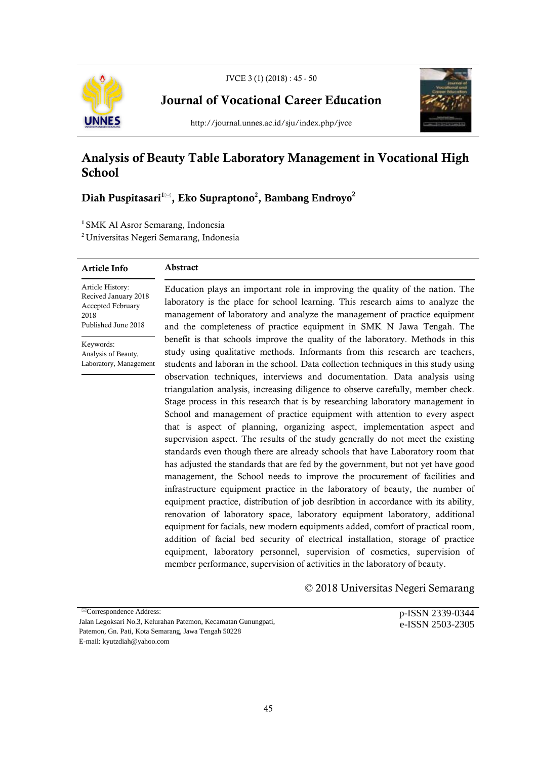Journal of Vocational Career Education

http://journal.unnes.ac.id/sju/index.php/jvce

# Analysis of Beauty Table Laboratory Management in Vocational High School

**Diah Puspitasari[1]✉, Eko Supraptono[2], Bambang Endroyo[2]**

[1] SMK Al Asror Semarang, Indonesia
[2] Universitas Negeri Semarang, Indonesia

## Article Info

Article History:
Recived January 2018
Accepted February 2018
Published June 2018

Keywords:
Analysis of Beauty, Laboratory, Management

## Abstract

Education plays an important role in improving the quality of the nation. The laboratory is the place for school learning. This research aims to analyze the management of laboratory and analyze the management of practice equipment and the completeness of practice equipment in SMK N Jawa Tengah. The benefit is that schools improve the quality of the laboratory. Methods in this study using qualitative methods. Informants from this research are teachers, students and laboran in the school. Data collection techniques in this study using observation techniques, interviews and documentation. Data analysis using triangulation analysis, increasing diligence to observe carefully, member check. Stage process in this research that is by researching laboratory management in School and management of practice equipment with attention to every aspect that is aspect of planning, organizing aspect, implementation aspect and supervision aspect. The results of the study generally do not meet the existing standards even though there are already schools that have Laboratory room that has adjusted the standards that are fed by the government, but not yet have good management, the School needs to improve the procurement of facilities and infrastructure equipment practice in the laboratory of beauty, the number of equipment practice, distribution of job desribtion in accordance with its ability, renovation of laboratory space, laboratory equipment laboratory, additional equipment for facials, new modern equipments added, comfort of practical room, addition of facial bed security of electrical installation, storage of practice equipment, laboratory personnel, supervision of cosmetics, supervision of member performance, supervision of activities in the laboratory of beauty.

© 2018 Universitas Negeri Semarang

✉Correspondence Address:
Jalan Legoksari No.3, Kelurahan Patemon, Kecamatan Gunungpati, Patemon, Gn. Pati, Kota Semarang, Jawa Tengah 50228
E-mail: kyutzdiah@yahoo.com

p-ISSN 2339-0344
e-ISSN 2503-2305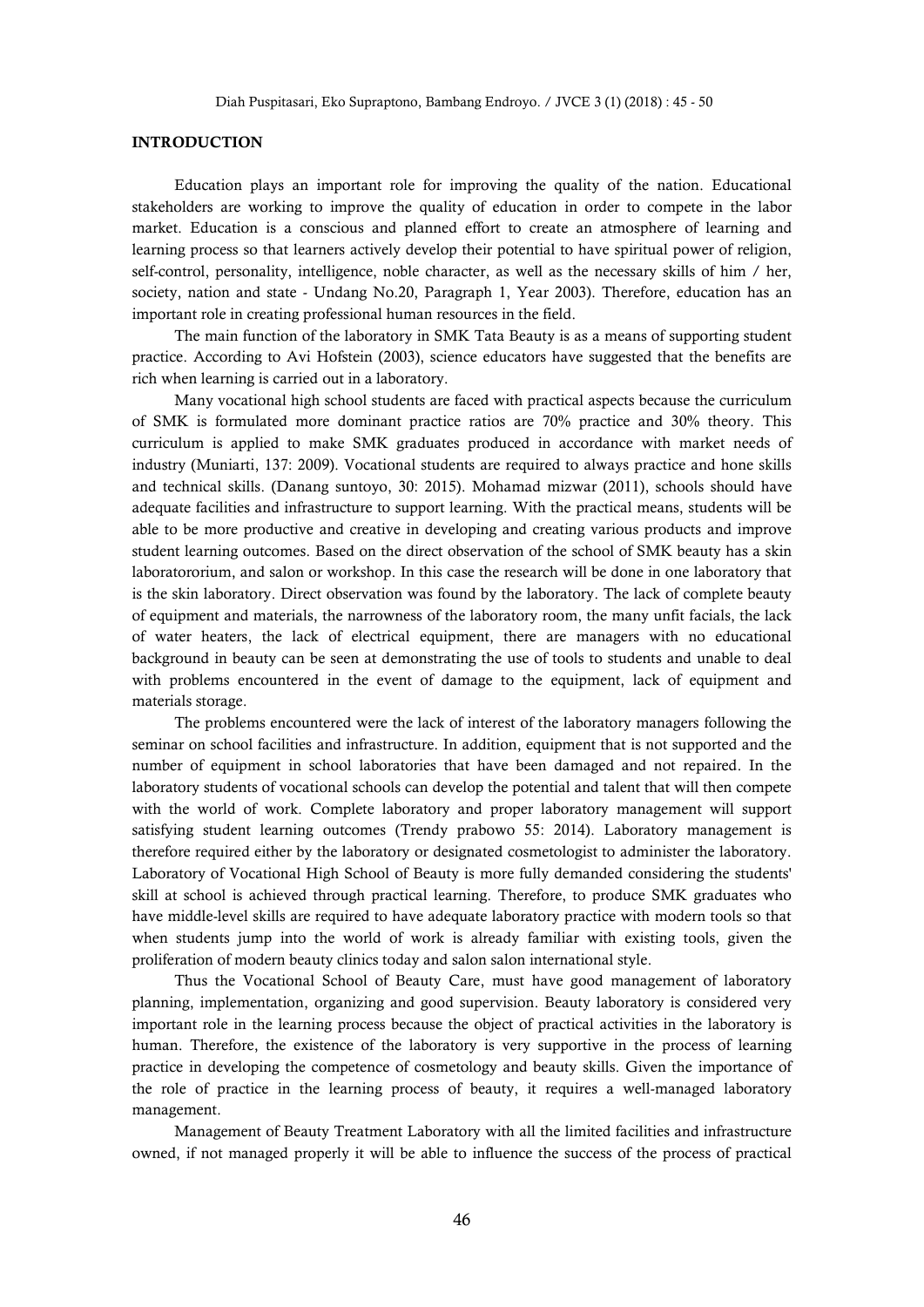## INTRODUCTION

Education plays an important role for improving the quality of the nation. Educational stakeholders are working to improve the quality of education in order to compete in the labor market. Education is a conscious and planned effort to create an atmosphere of learning and learning process so that learners actively develop their potential to have spiritual power of religion, self-control, personality, intelligence, noble character, as well as the necessary skills of him / her, society, nation and state - Undang No.20, Paragraph 1, Year 2003). Therefore, education has an important role in creating professional human resources in the field.

The main function of the laboratory in SMK Tata Beauty is as a means of supporting student practice. According to Avi Hofstein (2003), science educators have suggested that the benefits are rich when learning is carried out in a laboratory.

Many vocational high school students are faced with practical aspects because the curriculum of SMK is formulated more dominant practice ratios are 70% practice and 30% theory. This curriculum is applied to make SMK graduates produced in accordance with market needs of industry (Muniarti, 137: 2009). Vocational students are required to always practice and hone skills and technical skills. (Danang suntoyo, 30: 2015). Mohamad mizwar (2011), schools should have adequate facilities and infrastructure to support learning. With the practical means, students will be able to be more productive and creative in developing and creating various products and improve student learning outcomes. Based on the direct observation of the school of SMK beauty has a skin laboratororium, and salon or workshop. In this case the research will be done in one laboratory that is the skin laboratory. Direct observation was found by the laboratory. The lack of complete beauty of equipment and materials, the narrowness of the laboratory room, the many unfit facials, the lack of water heaters, the lack of electrical equipment, there are managers with no educational background in beauty can be seen at demonstrating the use of tools to students and unable to deal with problems encountered in the event of damage to the equipment, lack of equipment and materials storage.

The problems encountered were the lack of interest of the laboratory managers following the seminar on school facilities and infrastructure. In addition, equipment that is not supported and the number of equipment in school laboratories that have been damaged and not repaired. In the laboratory students of vocational schools can develop the potential and talent that will then compete with the world of work. Complete laboratory and proper laboratory management will support satisfying student learning outcomes (Trendy prabowo 55: 2014). Laboratory management is therefore required either by the laboratory or designated cosmetologist to administer the laboratory. Laboratory of Vocational High School of Beauty is more fully demanded considering the students' skill at school is achieved through practical learning. Therefore, to produce SMK graduates who have middle-level skills are required to have adequate laboratory practice with modern tools so that when students jump into the world of work is already familiar with existing tools, given the proliferation of modern beauty clinics today and salon salon international style.

Thus the Vocational School of Beauty Care, must have good management of laboratory planning, implementation, organizing and good supervision. Beauty laboratory is considered very important role in the learning process because the object of practical activities in the laboratory is human. Therefore, the existence of the laboratory is very supportive in the process of learning practice in developing the competence of cosmetology and beauty skills. Given the importance of the role of practice in the learning process of beauty, it requires a well-managed laboratory management.

Management of Beauty Treatment Laboratory with all the limited facilities and infrastructure owned, if not managed properly it will be able to influence the success of the process of practical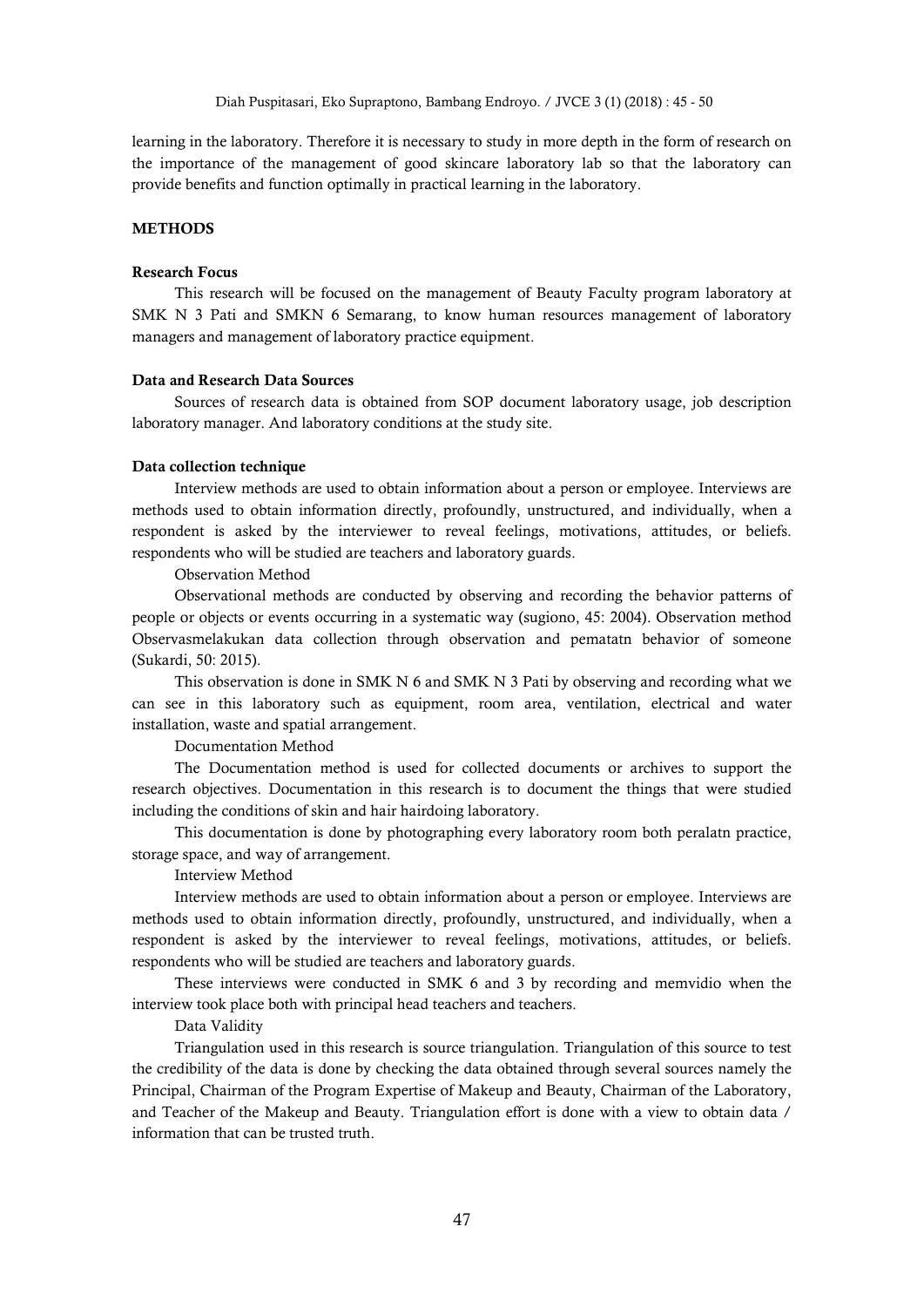learning in the laboratory. Therefore it is necessary to study in more depth in the form of research on the importance of the management of good skincare laboratory lab so that the laboratory can provide benefits and function optimally in practical learning in the laboratory.

## METHODS

### Research Focus

This research will be focused on the management of Beauty Faculty program laboratory at SMK N 3 Pati and SMKN 6 Semarang, to know human resources management of laboratory managers and management of laboratory practice equipment.

### Data and Research Data Sources

Sources of research data is obtained from SOP document laboratory usage, job description laboratory manager. And laboratory conditions at the study site.

### Data collection technique

Interview methods are used to obtain information about a person or employee. Interviews are methods used to obtain information directly, profoundly, unstructured, and individually, when a respondent is asked by the interviewer to reveal feelings, motivations, attitudes, or beliefs. respondents who will be studied are teachers and laboratory guards.

Observation Method

Observational methods are conducted by observing and recording the behavior patterns of people or objects or events occurring in a systematic way (sugiono, 45: 2004). Observation method Observasmelakukan data collection through observation and pematatn behavior of someone (Sukardi, 50: 2015).

This observation is done in SMK N 6 and SMK N 3 Pati by observing and recording what we can see in this laboratory such as equipment, room area, ventilation, electrical and water installation, waste and spatial arrangement.

Documentation Method

The Documentation method is used for collected documents or archives to support the research objectives. Documentation in this research is to document the things that were studied including the conditions of skin and hair hairdoing laboratory.

This documentation is done by photographing every laboratory room both peralatn practice, storage space, and way of arrangement.

Interview Method

Interview methods are used to obtain information about a person or employee. Interviews are methods used to obtain information directly, profoundly, unstructured, and individually, when a respondent is asked by the interviewer to reveal feelings, motivations, attitudes, or beliefs. respondents who will be studied are teachers and laboratory guards.

These interviews were conducted in SMK 6 and 3 by recording and memvidio when the interview took place both with principal head teachers and teachers.

Data Validity

Triangulation used in this research is source triangulation. Triangulation of this source to test the credibility of the data is done by checking the data obtained through several sources namely the Principal, Chairman of the Program Expertise of Makeup and Beauty, Chairman of the Laboratory, and Teacher of the Makeup and Beauty. Triangulation effort is done with a view to obtain data / information that can be trusted truth.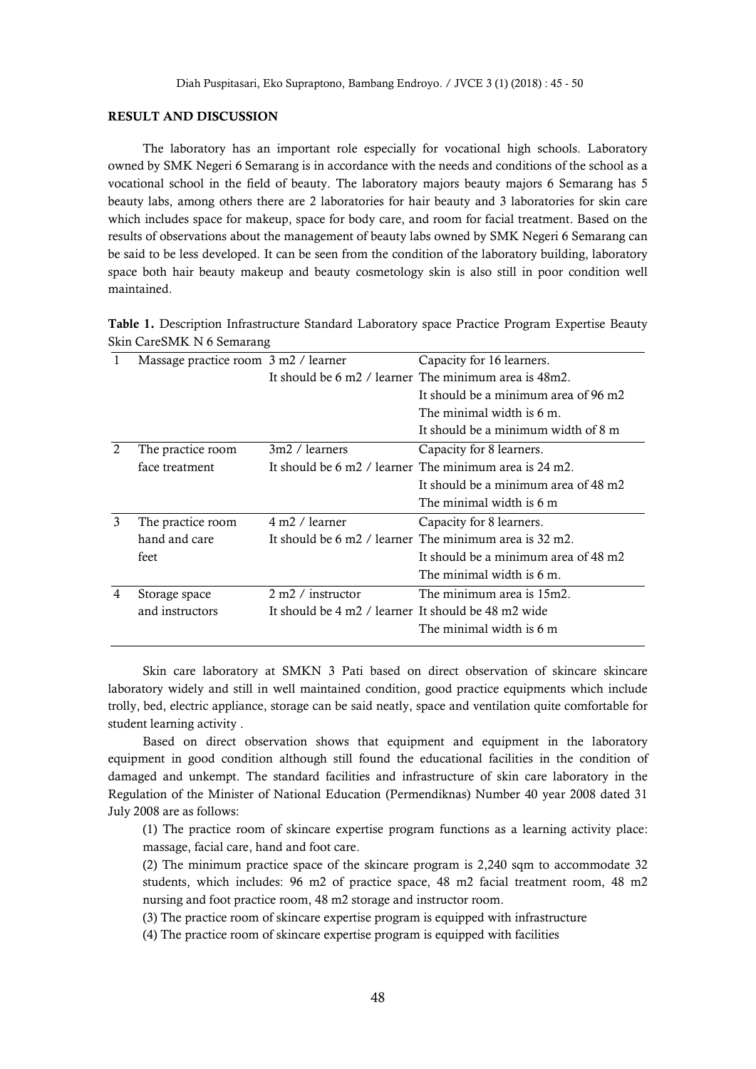## RESULT AND DISCUSSION

The laboratory has an important role especially for vocational high schools. Laboratory owned by SMK Negeri 6 Semarang is in accordance with the needs and conditions of the school as a vocational school in the field of beauty. The laboratory majors beauty majors 6 Semarang has 5 beauty labs, among others there are 2 laboratories for hair beauty and 3 laboratories for skin care which includes space for makeup, space for body care, and room for facial treatment. Based on the results of observations about the management of beauty labs owned by SMK Negeri 6 Semarang can be said to be less developed. It can be seen from the condition of the laboratory building, laboratory space both hair beauty makeup and beauty cosmetology skin is also still in poor condition well maintained.

**Table 1.** Description Infrastructure Standard Laboratory space Practice Program Expertise Beauty Skin CareSMK N 6 Semarang

| | | | |
|---|---|---|---|
| 1 | Massage practice room | 3 m2 / learner<br>It should be 6 m2 / learner | Capacity for 16 learners.<br>The minimum area is 48m2.<br>It should be a minimum area of 96 m2<br>The minimal width is 6 m.<br>It should be a minimum width of 8 m |
| 2 | The practice room face treatment | 3m2 / learners<br>It should be 6 m2 / learner | Capacity for 8 learners.<br>The minimum area is 24 m2.<br>It should be a minimum area of 48 m2<br>The minimal width is 6 m |
| 3 | The practice room hand and care feet | 4 m2 / learner<br>It should be 6 m2 / learner | Capacity for 8 learners.<br>The minimum area is 32 m2.<br>It should be a minimum area of 48 m2<br>The minimal width is 6 m. |
| 4 | Storage space and instructors | 2 m2 / instructor<br>It should be 4 m2 / learner | The minimum area is 15m2.<br>It should be 48 m2 wide<br>The minimal width is 6 m |

Skin care laboratory at SMKN 3 Pati based on direct observation of skincare skincare laboratory widely and still in well maintained condition, good practice equipments which include trolly, bed, electric appliance, storage can be said neatly, space and ventilation quite comfortable for student learning activity .

Based on direct observation shows that equipment and equipment in the laboratory equipment in good condition although still found the educational facilities in the condition of damaged and unkempt. The standard facilities and infrastructure of skin care laboratory in the Regulation of the Minister of National Education (Permendiknas) Number 40 year 2008 dated 31 July 2008 are as follows:

(1) The practice room of skincare expertise program functions as a learning activity place: massage, facial care, hand and foot care.

(2) The minimum practice space of the skincare program is 2,240 sqm to accommodate 32 students, which includes: 96 m2 of practice space, 48 m2 facial treatment room, 48 m2 nursing and foot practice room, 48 m2 storage and instructor room.

(3) The practice room of skincare expertise program is equipped with infrastructure

(4) The practice room of skincare expertise program is equipped with facilities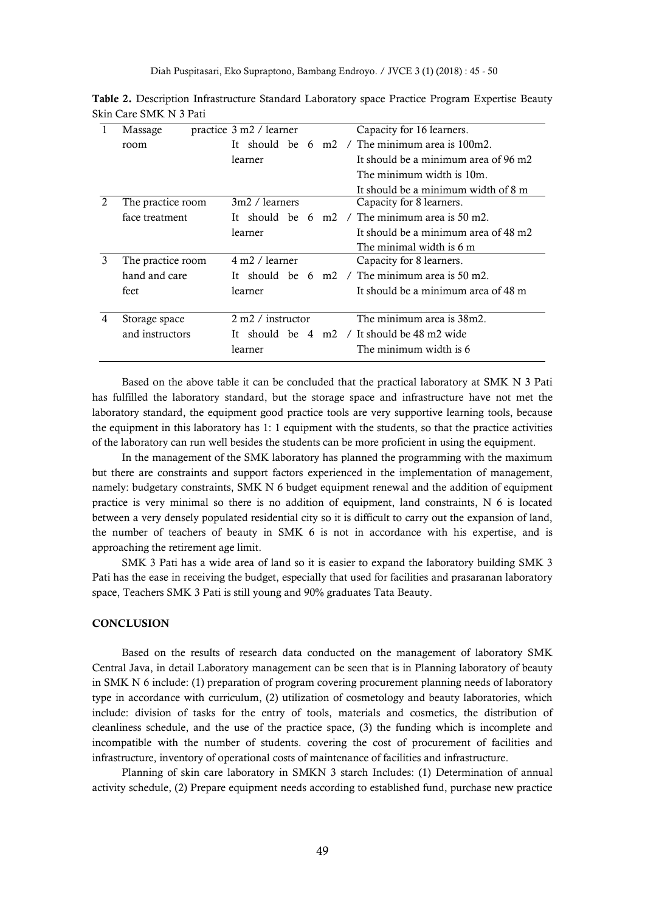**Table 2.** Description Infrastructure Standard Laboratory space Practice Program Expertise Beauty Skin Care SMK N 3 Pati

| | | | |
|---|---|---|---|
| 1 | Massage practice room | 3 m2 / learner<br>It should be 6 m2 / learner | Capacity for 16 learners.<br>The minimum area is 100m2.<br>It should be a minimum area of 96 m2<br>The minimum width is 10m.<br>It should be a minimum width of 8 m |
| 2 | The practice room face treatment | 3m2 / learners<br>It should be 6 m2 / learner | Capacity for 8 learners.<br>The minimum area is 50 m2.<br>It should be a minimum area of 48 m2<br>The minimal width is 6 m |
| 3 | The practice room hand and care feet | 4 m2 / learner<br>It should be 6 m2 / learner | Capacity for 8 learners.<br>The minimum area is 50 m2.<br>It should be a minimum area of 48 m |
| 4 | Storage space and instructors | 2 m2 / instructor<br>It should be 4 m2 / learner | The minimum area is 38m2.<br>It should be 48 m2 wide<br>The minimum width is 6 |

Based on the above table it can be concluded that the practical laboratory at SMK N 3 Pati has fulfilled the laboratory standard, but the storage space and infrastructure have not met the laboratory standard, the equipment good practice tools are very supportive learning tools, because the equipment in this laboratory has 1: 1 equipment with the students, so that the practice activities of the laboratory can run well besides the students can be more proficient in using the equipment.

In the management of the SMK laboratory has planned the programming with the maximum but there are constraints and support factors experienced in the implementation of management, namely: budgetary constraints, SMK N 6 budget equipment renewal and the addition of equipment practice is very minimal so there is no addition of equipment, land constraints, N 6 is located between a very densely populated residential city so it is difficult to carry out the expansion of land, the number of teachers of beauty in SMK 6 is not in accordance with his expertise, and is approaching the retirement age limit.

SMK 3 Pati has a wide area of land so it is easier to expand the laboratory building SMK 3 Pati has the ease in receiving the budget, especially that used for facilities and prasaranan laboratory space, Teachers SMK 3 Pati is still young and 90% graduates Tata Beauty.

## CONCLUSION

Based on the results of research data conducted on the management of laboratory SMK Central Java, in detail Laboratory management can be seen that is in Planning laboratory of beauty in SMK N 6 include: (1) preparation of program covering procurement planning needs of laboratory type in accordance with curriculum, (2) utilization of cosmetology and beauty laboratories, which include: division of tasks for the entry of tools, materials and cosmetics, the distribution of cleanliness schedule, and the use of the practice space, (3) the funding which is incomplete and incompatible with the number of students. covering the cost of procurement of facilities and infrastructure, inventory of operational costs of maintenance of facilities and infrastructure.

Planning of skin care laboratory in SMKN 3 starch Includes: (1) Determination of annual activity schedule, (2) Prepare equipment needs according to established fund, purchase new practice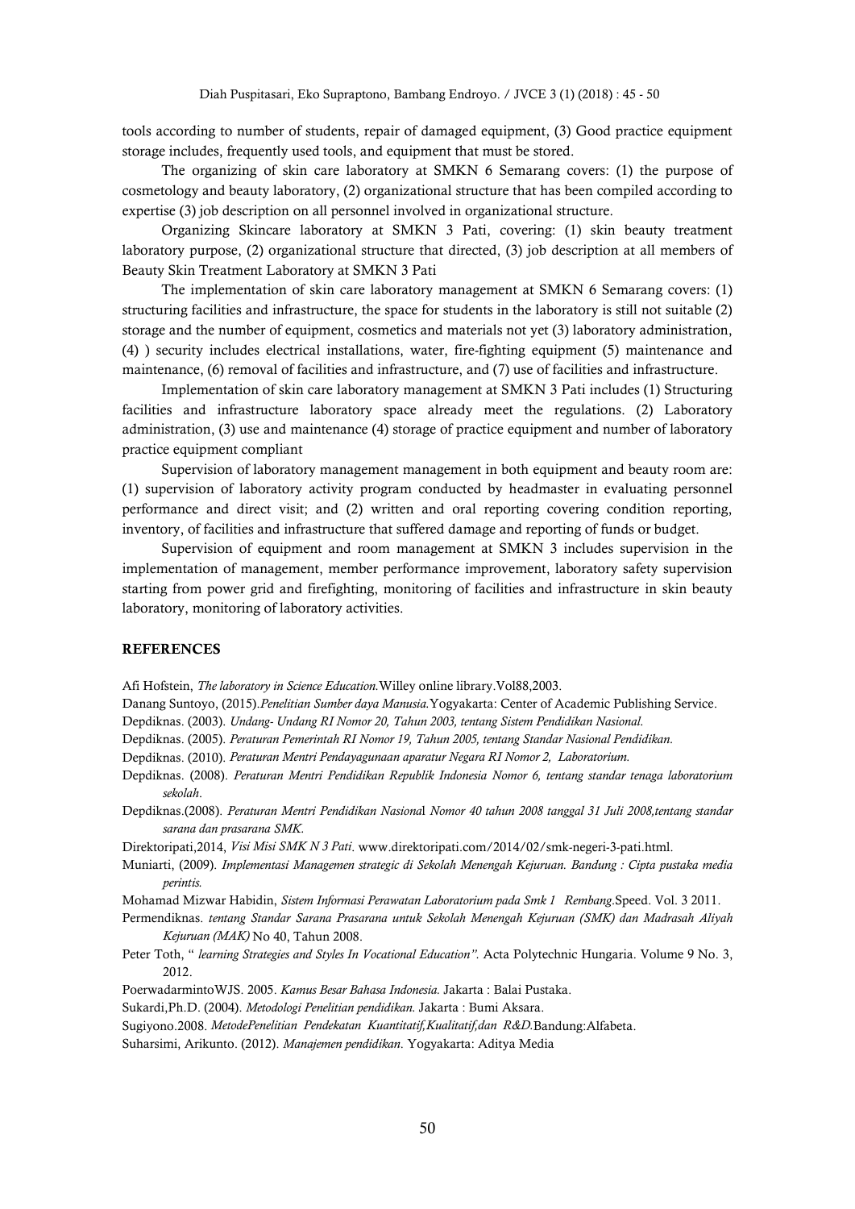tools according to number of students, repair of damaged equipment, (3) Good practice equipment storage includes, frequently used tools, and equipment that must be stored.

The organizing of skin care laboratory at SMKN 6 Semarang covers: (1) the purpose of cosmetology and beauty laboratory, (2) organizational structure that has been compiled according to expertise (3) job description on all personnel involved in organizational structure.

Organizing Skincare laboratory at SMKN 3 Pati, covering: (1) skin beauty treatment laboratory purpose, (2) organizational structure that directed, (3) job description at all members of Beauty Skin Treatment Laboratory at SMKN 3 Pati

The implementation of skin care laboratory management at SMKN 6 Semarang covers: (1) structuring facilities and infrastructure, the space for students in the laboratory is still not suitable (2) storage and the number of equipment, cosmetics and materials not yet (3) laboratory administration, (4) ) security includes electrical installations, water, fire-fighting equipment (5) maintenance and maintenance, (6) removal of facilities and infrastructure, and (7) use of facilities and infrastructure.

Implementation of skin care laboratory management at SMKN 3 Pati includes (1) Structuring facilities and infrastructure laboratory space already meet the regulations. (2) Laboratory administration, (3) use and maintenance (4) storage of practice equipment and number of laboratory practice equipment compliant

Supervision of laboratory management management in both equipment and beauty room are: (1) supervision of laboratory activity program conducted by headmaster in evaluating personnel performance and direct visit; and (2) written and oral reporting covering condition reporting, inventory, of facilities and infrastructure that suffered damage and reporting of funds or budget.

Supervision of equipment and room management at SMKN 3 includes supervision in the implementation of management, member performance improvement, laboratory safety supervision starting from power grid and firefighting, monitoring of facilities and infrastructure in skin beauty laboratory, monitoring of laboratory activities.

## REFERENCES

Afi Hofstein, *The laboratory in Science Education.*Willey online library.Vol88,2003.

Danang Suntoyo, (2015).*Penelitian Sumber daya Manusia.*Yogyakarta: Center of Academic Publishing Service.

Depdiknas. (2003). *Undang- Undang RI Nomor 20, Tahun 2003, tentang Sistem Pendidikan Nasional.*

Depdiknas. (2005). *Peraturan Pemerintah RI Nomor 19, Tahun 2005, tentang Standar Nasional Pendidikan.*

Depdiknas. (2010). *Peraturan Mentri Pendayagunaan aparatur Negara RI Nomor 2, Laboratorium.*

Depdiknas. (2008). *Peraturan Mentri Pendidikan Republik Indonesia Nomor 6, tentang standar tenaga laboratorium sekolah*.

Depdiknas.(2008). *Peraturan Mentri Pendidikan Nasiona*l *Nomor 40 tahun 2008 tanggal 31 Juli 2008,tentang standar sarana dan prasarana SMK.*

Direktoripati,2014, *Visi Misi SMK N 3 Pati*. www.direktoripati.com/2014/02/smk-negeri-3-pati.html.

Muniarti, (2009). *Implementasi Managemen strategic di Sekolah Menengah Kejuruan. Bandung : Cipta pustaka media perintis.*

Mohamad Mizwar Habidin, *Sistem Informasi Perawatan Laboratorium pada Smk 1 Rembang*.Speed. Vol. 3 2011.

Permendiknas. *tentang Standar Sarana Prasarana untuk Sekolah Menengah Kejuruan (SMK) dan Madrasah Aliyah Kejuruan (MAK)* No 40, Tahun 2008.

Peter Toth, " *learning Strategies and Styles In Vocational Education".* Acta Polytechnic Hungaria. Volume 9 No. 3, 2012.

PoerwadarmintoWJS. 2005. *Kamus Besar Bahasa Indonesia.* Jakarta : Balai Pustaka.

Sukardi,Ph.D. (2004). *Metodologi Penelitian pendidikan.* Jakarta : Bumi Aksara.

Sugiyono.2008. *MetodePenelitian Pendekatan Kuantitatif,Kualitatif,dan R&D.*Bandung:Alfabeta.

Suharsimi, Arikunto. (2012). *Manajemen pendidikan*. Yogyakarta: Aditya Media